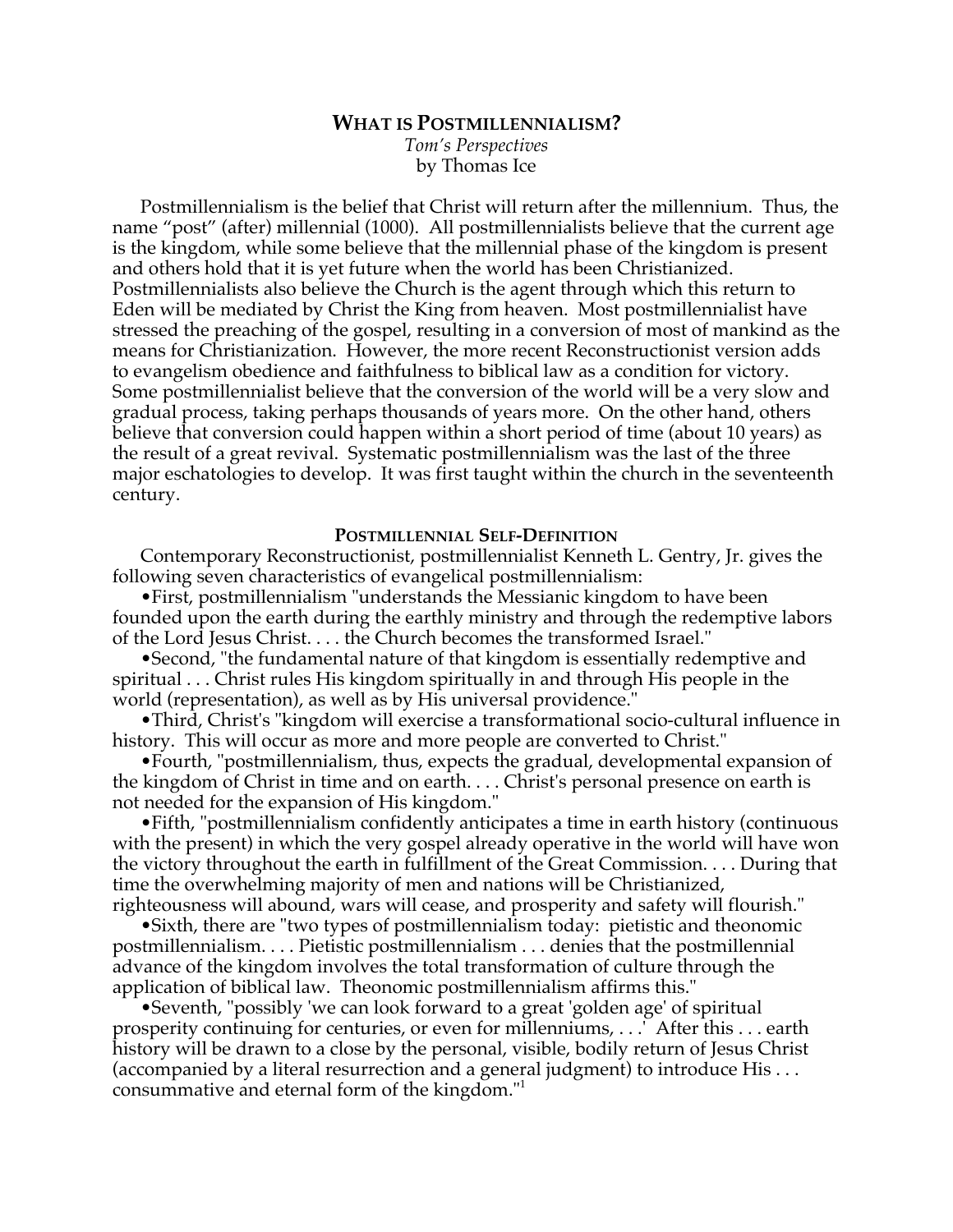# WHAT IS POSTMILLENNIALISM?

*Tom's Perspectives*
by Thomas Ice

Postmillennialism is the belief that Christ will return after the millennium. Thus, the name "post" (after) millennial (1000). All postmillennialists believe that the current age is the kingdom, while some believe that the millennial phase of the kingdom is present and others hold that it is yet future when the world has been Christianized. Postmillennialists also believe the Church is the agent through which this return to Eden will be mediated by Christ the King from heaven. Most postmillennialist have stressed the preaching of the gospel, resulting in a conversion of most of mankind as the means for Christianization. However, the more recent Reconstructionist version adds to evangelism obedience and faithfulness to biblical law as a condition for victory. Some postmillennialist believe that the conversion of the world will be a very slow and gradual process, taking perhaps thousands of years more. On the other hand, others believe that conversion could happen within a short period of time (about 10 years) as the result of a great revival. Systematic postmillennialism was the last of the three major eschatologies to develop. It was first taught within the church in the seventeenth century.

## POSTMILLENNIAL SELF-DEFINITION

Contemporary Reconstructionist, postmillennialist Kenneth L. Gentry, Jr. gives the following seven characteristics of evangelical postmillennialism:

- First, postmillennialism "understands the Messianic kingdom to have been founded upon the earth during the earthly ministry and through the redemptive labors of the Lord Jesus Christ. . . . the Church becomes the transformed Israel."
- Second, "the fundamental nature of that kingdom is essentially redemptive and spiritual . . . Christ rules His kingdom spiritually in and through His people in the world (representation), as well as by His universal providence."
- Third, Christ's "kingdom will exercise a transformational socio-cultural influence in history. This will occur as more and more people are converted to Christ."
- Fourth, "postmillennialism, thus, expects the gradual, developmental expansion of the kingdom of Christ in time and on earth. . . . Christ's personal presence on earth is not needed for the expansion of His kingdom."
- Fifth, "postmillennialism confidently anticipates a time in earth history (continuous with the present) in which the very gospel already operative in the world will have won the victory throughout the earth in fulfillment of the Great Commission. . . . During that time the overwhelming majority of men and nations will be Christianized, righteousness will abound, wars will cease, and prosperity and safety will flourish."
- Sixth, there are "two types of postmillennialism today: pietistic and theonomic postmillennialism. . . . Pietistic postmillennialism . . . denies that the postmillennial advance of the kingdom involves the total transformation of culture through the application of biblical law. Theonomic postmillennialism affirms this."
- Seventh, "possibly 'we can look forward to a great 'golden age' of spiritual prosperity continuing for centuries, or even for millenniums, . . .' After this . . . earth history will be drawn to a close by the personal, visible, bodily return of Jesus Christ (accompanied by a literal resurrection and a general judgment) to introduce His . . . consummative and eternal form of the kingdom."[1]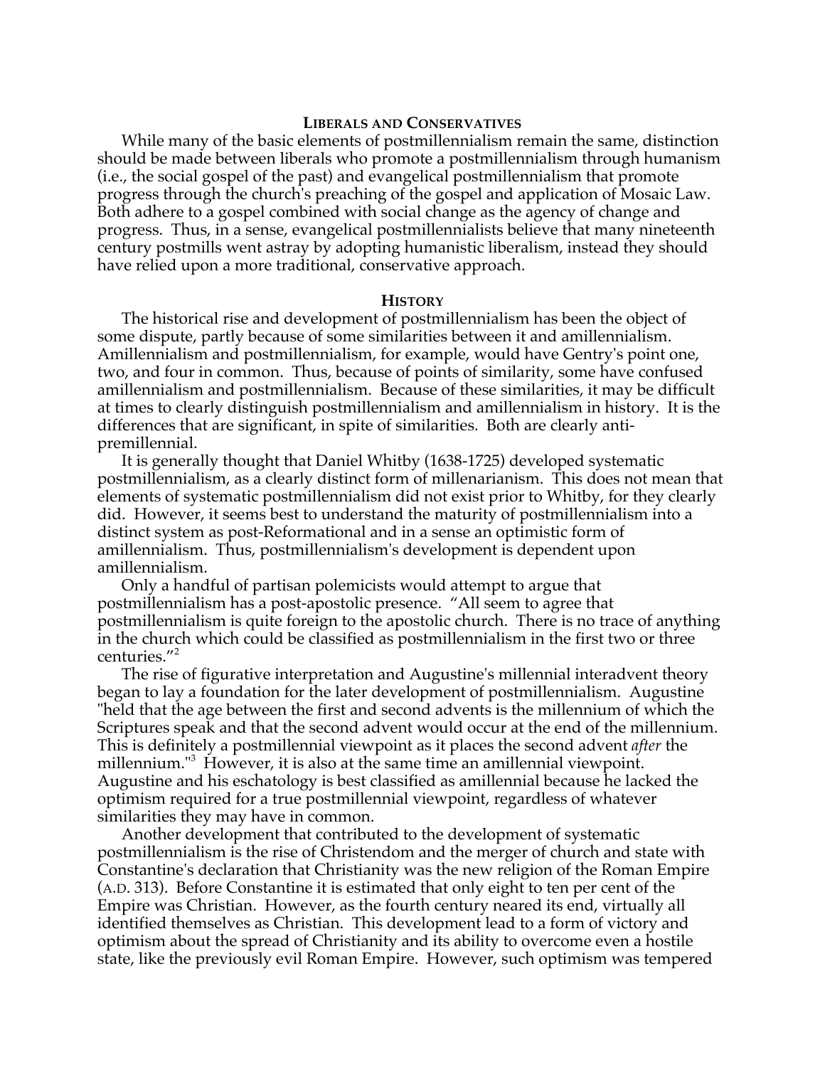## LIBERALS AND CONSERVATIVES

While many of the basic elements of postmillennialism remain the same, distinction should be made between liberals who promote a postmillennialism through humanism (i.e., the social gospel of the past) and evangelical postmillennialism that promote progress through the church's preaching of the gospel and application of Mosaic Law. Both adhere to a gospel combined with social change as the agency of change and progress. Thus, in a sense, evangelical postmillennialists believe that many nineteenth century postmills went astray by adopting humanistic liberalism, instead they should have relied upon a more traditional, conservative approach.

## HISTORY

The historical rise and development of postmillennialism has been the object of some dispute, partly because of some similarities between it and amillennialism. Amillennialism and postmillennialism, for example, would have Gentry's point one, two, and four in common. Thus, because of points of similarity, some have confused amillennialism and postmillennialism. Because of these similarities, it may be difficult at times to clearly distinguish postmillennialism and amillennialism in history. It is the differences that are significant, in spite of similarities. Both are clearly anti-premillennial.

It is generally thought that Daniel Whitby (1638-1725) developed systematic postmillennialism, as a clearly distinct form of millenarianism. This does not mean that elements of systematic postmillennialism did not exist prior to Whitby, for they clearly did. However, it seems best to understand the maturity of postmillennialism into a distinct system as post-Reformational and in a sense an optimistic form of amillennialism. Thus, postmillennialism's development is dependent upon amillennialism.

Only a handful of partisan polemicists would attempt to argue that postmillennialism has a post-apostolic presence. "All seem to agree that postmillennialism is quite foreign to the apostolic church. There is no trace of anything in the church which could be classified as postmillennialism in the first two or three centuries."[2]

The rise of figurative interpretation and Augustine's millennial interadvent theory began to lay a foundation for the later development of postmillennialism. Augustine "held that the age between the first and second advents is the millennium of which the Scriptures speak and that the second advent would occur at the end of the millennium. This is definitely a postmillennial viewpoint as it places the second advent *after* the millennium."[3] However, it is also at the same time an amillennial viewpoint. Augustine and his eschatology is best classified as amillennial because he lacked the optimism required for a true postmillennial viewpoint, regardless of whatever similarities they may have in common.

Another development that contributed to the development of systematic postmillennialism is the rise of Christendom and the merger of church and state with Constantine's declaration that Christianity was the new religion of the Roman Empire (A.D. 313). Before Constantine it is estimated that only eight to ten per cent of the Empire was Christian. However, as the fourth century neared its end, virtually all identified themselves as Christian. This development lead to a form of victory and optimism about the spread of Christianity and its ability to overcome even a hostile state, like the previously evil Roman Empire. However, such optimism was tempered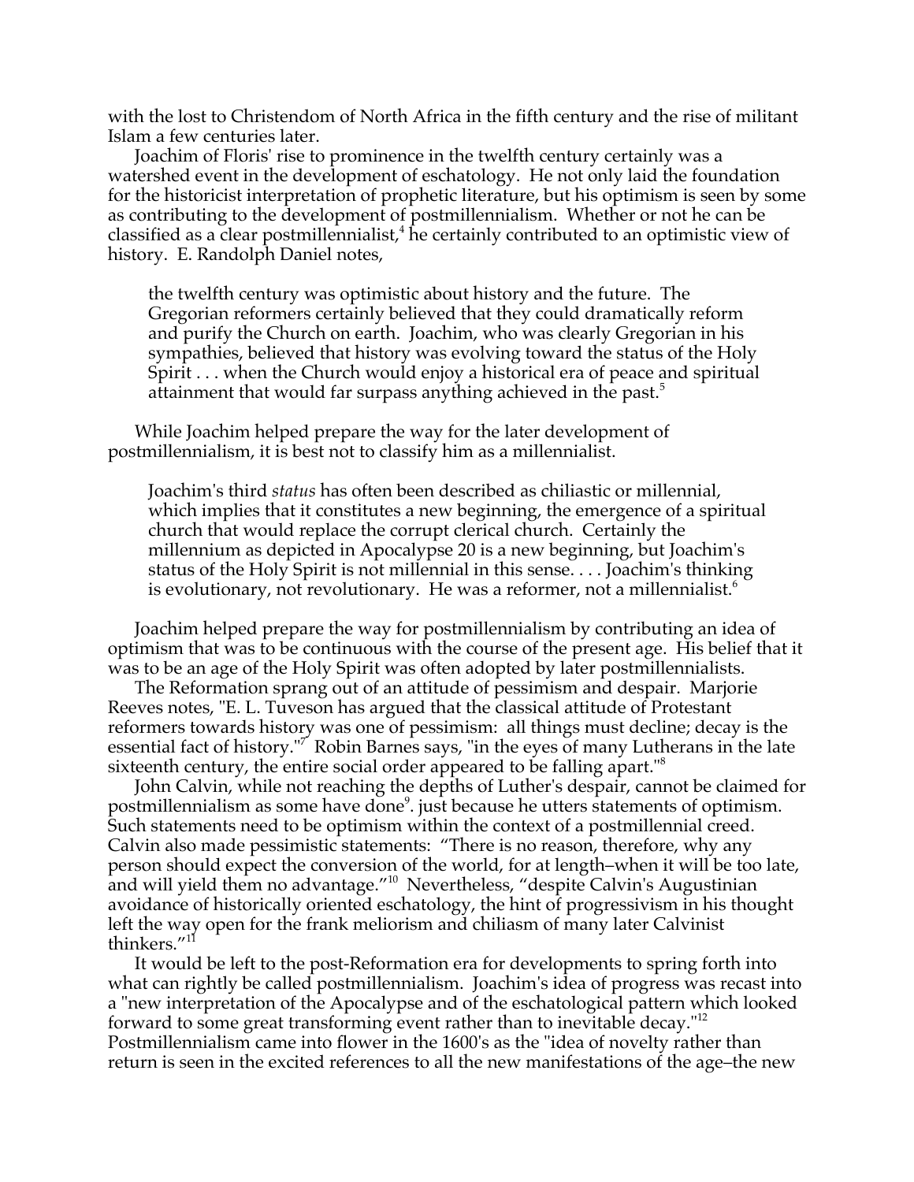with the lost to Christendom of North Africa in the fifth century and the rise of militant Islam a few centuries later.

Joachim of Floris' rise to prominence in the twelfth century certainly was a watershed event in the development of eschatology. He not only laid the foundation for the historicist interpretation of prophetic literature, but his optimism is seen by some as contributing to the development of postmillennialism. Whether or not he can be classified as a clear postmillennialist,[4] he certainly contributed to an optimistic view of history. E. Randolph Daniel notes,

> the twelfth century was optimistic about history and the future. The Gregorian reformers certainly believed that they could dramatically reform and purify the Church on earth. Joachim, who was clearly Gregorian in his sympathies, believed that history was evolving toward the status of the Holy Spirit . . . when the Church would enjoy a historical era of peace and spiritual attainment that would far surpass anything achieved in the past.[5]

While Joachim helped prepare the way for the later development of postmillennialism, it is best not to classify him as a millennialist.

> Joachim's third *status* has often been described as chiliastic or millennial, which implies that it constitutes a new beginning, the emergence of a spiritual church that would replace the corrupt clerical church. Certainly the millennium as depicted in Apocalypse 20 is a new beginning, but Joachim's status of the Holy Spirit is not millennial in this sense. . . . Joachim's thinking is evolutionary, not revolutionary. He was a reformer, not a millennialist.[6]

Joachim helped prepare the way for postmillennialism by contributing an idea of optimism that was to be continuous with the course of the present age. His belief that it was to be an age of the Holy Spirit was often adopted by later postmillennialists.

The Reformation sprang out of an attitude of pessimism and despair. Marjorie Reeves notes, "E. L. Tuveson has argued that the classical attitude of Protestant reformers towards history was one of pessimism: all things must decline; decay is the essential fact of history."[7] Robin Barnes says, "in the eyes of many Lutherans in the late sixteenth century, the entire social order appeared to be falling apart."[8]

John Calvin, while not reaching the depths of Luther's despair, cannot be claimed for postmillennialism as some have done[9]. just because he utters statements of optimism. Such statements need to be optimism within the context of a postmillennial creed. Calvin also made pessimistic statements: "There is no reason, therefore, why any person should expect the conversion of the world, for at length–when it will be too late, and will yield them no advantage."[10] Nevertheless, "despite Calvin's Augustinian avoidance of historically oriented eschatology, the hint of progressivism in his thought left the way open for the frank meliorism and chiliasm of many later Calvinist thinkers."[11]

It would be left to the post-Reformation era for developments to spring forth into what can rightly be called postmillennialism. Joachim's idea of progress was recast into a "new interpretation of the Apocalypse and of the eschatological pattern which looked forward to some great transforming event rather than to inevitable decay."[12] Postmillennialism came into flower in the 1600's as the "idea of novelty rather than return is seen in the excited references to all the new manifestations of the age–the new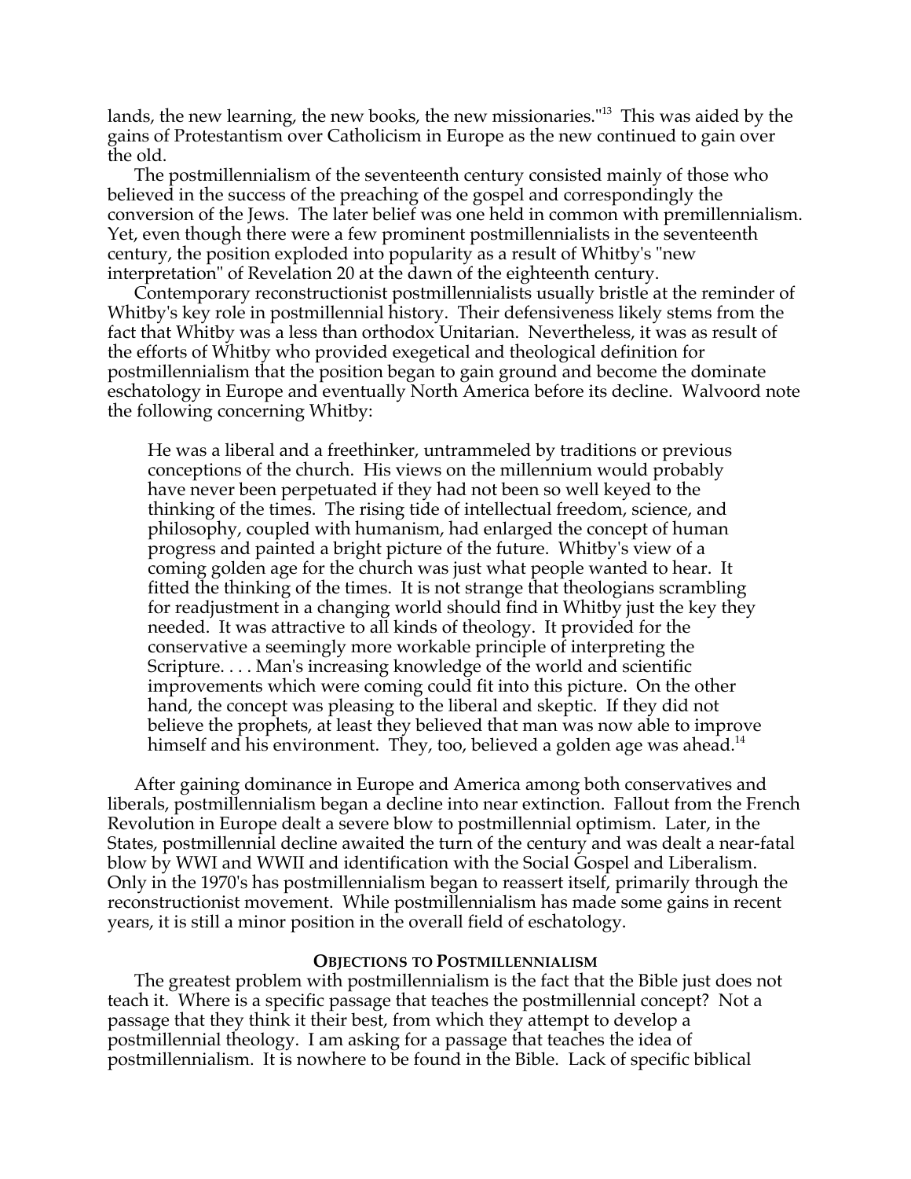lands, the new learning, the new books, the new missionaries."[13] This was aided by the gains of Protestantism over Catholicism in Europe as the new continued to gain over the old.

The postmillennialism of the seventeenth century consisted mainly of those who believed in the success of the preaching of the gospel and correspondingly the conversion of the Jews. The later belief was one held in common with premillennialism. Yet, even though there were a few prominent postmillennialists in the seventeenth century, the position exploded into popularity as a result of Whitby's "new interpretation" of Revelation 20 at the dawn of the eighteenth century.

Contemporary reconstructionist postmillennialists usually bristle at the reminder of Whitby's key role in postmillennial history. Their defensiveness likely stems from the fact that Whitby was a less than orthodox Unitarian. Nevertheless, it was as result of the efforts of Whitby who provided exegetical and theological definition for postmillennialism that the position began to gain ground and become the dominate eschatology in Europe and eventually North America before its decline. Walvoord note the following concerning Whitby:

> He was a liberal and a freethinker, untrammeled by traditions or previous conceptions of the church. His views on the millennium would probably have never been perpetuated if they had not been so well keyed to the thinking of the times. The rising tide of intellectual freedom, science, and philosophy, coupled with humanism, had enlarged the concept of human progress and painted a bright picture of the future. Whitby's view of a coming golden age for the church was just what people wanted to hear. It fitted the thinking of the times. It is not strange that theologians scrambling for readjustment in a changing world should find in Whitby just the key they needed. It was attractive to all kinds of theology. It provided for the conservative a seemingly more workable principle of interpreting the Scripture. . . . Man's increasing knowledge of the world and scientific improvements which were coming could fit into this picture. On the other hand, the concept was pleasing to the liberal and skeptic. If they did not believe the prophets, at least they believed that man was now able to improve himself and his environment. They, too, believed a golden age was ahead.[14]

After gaining dominance in Europe and America among both conservatives and liberals, postmillennialism began a decline into near extinction. Fallout from the French Revolution in Europe dealt a severe blow to postmillennial optimism. Later, in the States, postmillennial decline awaited the turn of the century and was dealt a near-fatal blow by WWI and WWII and identification with the Social Gospel and Liberalism. Only in the 1970's has postmillennialism began to reassert itself, primarily through the reconstructionist movement. While postmillennialism has made some gains in recent years, it is still a minor position in the overall field of eschatology.

## Objections to Postmillennialism

The greatest problem with postmillennialism is the fact that the Bible just does not teach it. Where is a specific passage that teaches the postmillennial concept? Not a passage that they think it their best, from which they attempt to develop a postmillennial theology. I am asking for a passage that teaches the idea of postmillennialism. It is nowhere to be found in the Bible. Lack of specific biblical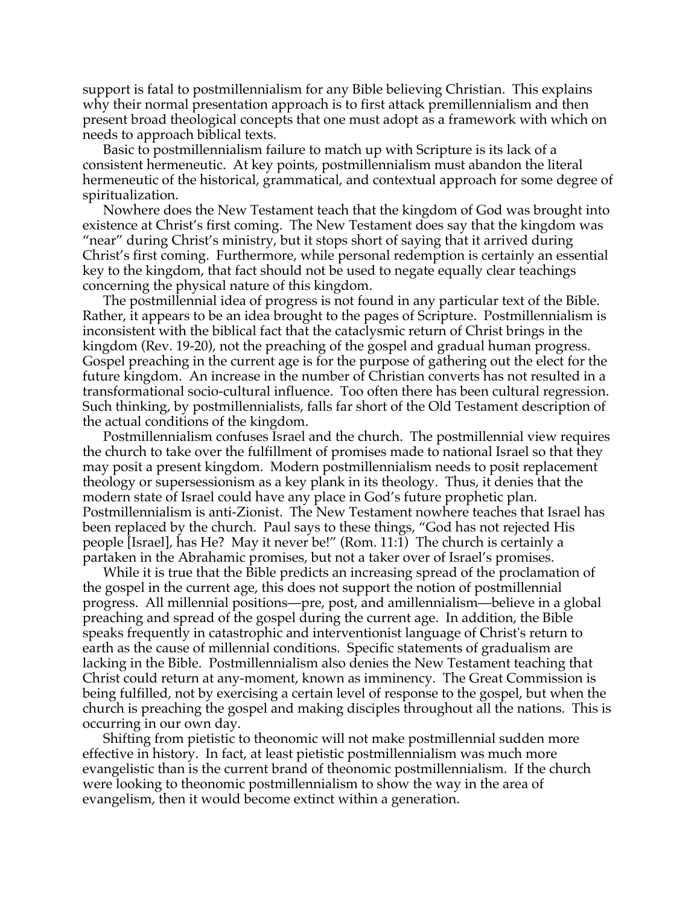support is fatal to postmillennialism for any Bible believing Christian. This explains why their normal presentation approach is to first attack premillennialism and then present broad theological concepts that one must adopt as a framework with which on needs to approach biblical texts.

Basic to postmillennialism failure to match up with Scripture is its lack of a consistent hermeneutic. At key points, postmillennialism must abandon the literal hermeneutic of the historical, grammatical, and contextual approach for some degree of spiritualization.

Nowhere does the New Testament teach that the kingdom of God was brought into existence at Christ's first coming. The New Testament does say that the kingdom was "near" during Christ's ministry, but it stops short of saying that it arrived during Christ's first coming. Furthermore, while personal redemption is certainly an essential key to the kingdom, that fact should not be used to negate equally clear teachings concerning the physical nature of this kingdom.

The postmillennial idea of progress is not found in any particular text of the Bible. Rather, it appears to be an idea brought to the pages of Scripture. Postmillennialism is inconsistent with the biblical fact that the cataclysmic return of Christ brings in the kingdom (Rev. 19-20), not the preaching of the gospel and gradual human progress. Gospel preaching in the current age is for the purpose of gathering out the elect for the future kingdom. An increase in the number of Christian converts has not resulted in a transformational socio-cultural influence. Too often there has been cultural regression. Such thinking, by postmillennialists, falls far short of the Old Testament description of the actual conditions of the kingdom.

Postmillennialism confuses Israel and the church. The postmillennial view requires the church to take over the fulfillment of promises made to national Israel so that they may posit a present kingdom. Modern postmillennialism needs to posit replacement theology or supersessionism as a key plank in its theology. Thus, it denies that the modern state of Israel could have any place in God's future prophetic plan. Postmillennialism is anti-Zionist. The New Testament nowhere teaches that Israel has been replaced by the church. Paul says to these things, "God has not rejected His people [Israel], has He? May it never be!" (Rom. 11:1) The church is certainly a partaken in the Abrahamic promises, but not a taker over of Israel's promises.

While it is true that the Bible predicts an increasing spread of the proclamation of the gospel in the current age, this does not support the notion of postmillennial progress. All millennial positions—pre, post, and amillennialism—believe in a global preaching and spread of the gospel during the current age. In addition, the Bible speaks frequently in catastrophic and interventionist language of Christ's return to earth as the cause of millennial conditions. Specific statements of gradualism are lacking in the Bible. Postmillennialism also denies the New Testament teaching that Christ could return at any-moment, known as imminency. The Great Commission is being fulfilled, not by exercising a certain level of response to the gospel, but when the church is preaching the gospel and making disciples throughout all the nations. This is occurring in our own day.

Shifting from pietistic to theonomic will not make postmillennial sudden more effective in history. In fact, at least pietistic postmillennialism was much more evangelistic than is the current brand of theonomic postmillennialism. If the church were looking to theonomic postmillennialism to show the way in the area of evangelism, then it would become extinct within a generation.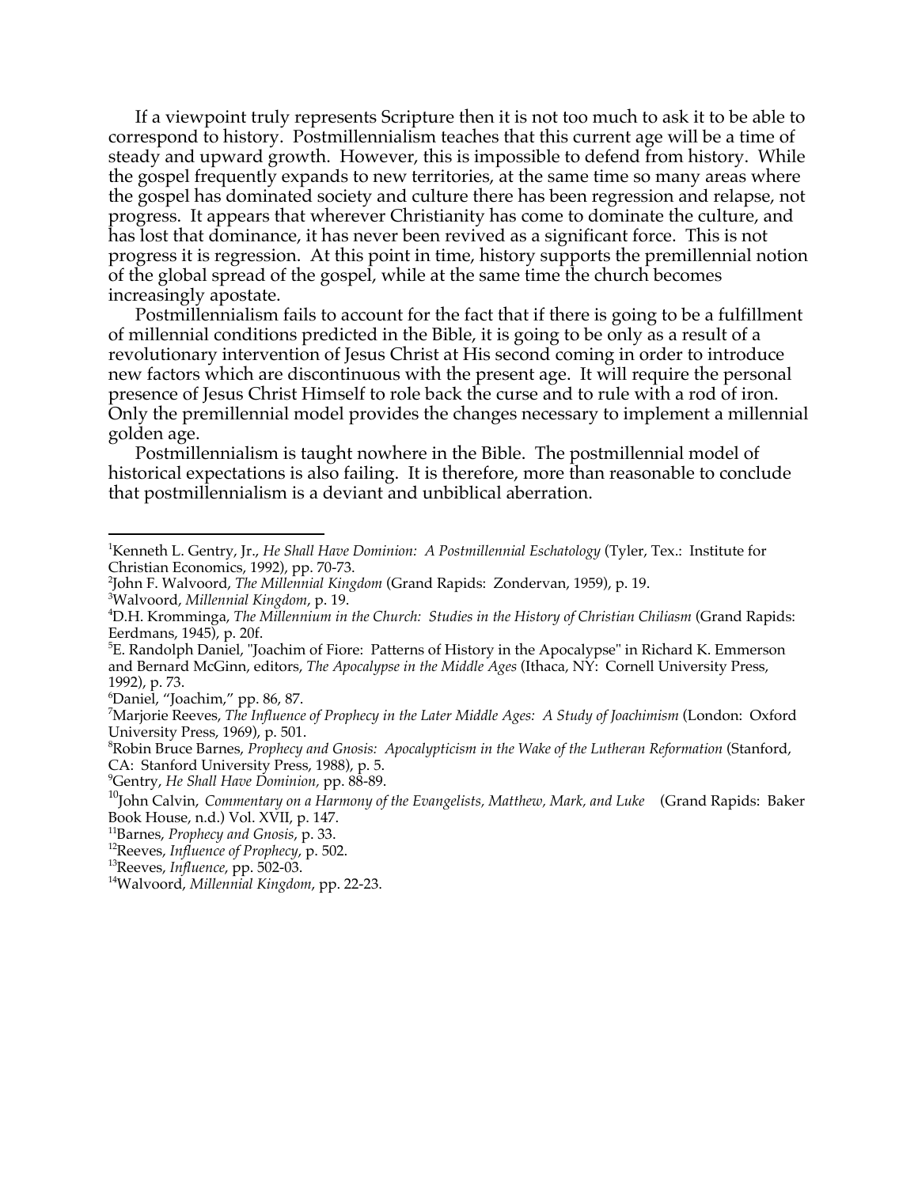If a viewpoint truly represents Scripture then it is not too much to ask it to be able to correspond to history. Postmillennialism teaches that this current age will be a time of steady and upward growth. However, this is impossible to defend from history. While the gospel frequently expands to new territories, at the same time so many areas where the gospel has dominated society and culture there has been regression and relapse, not progress. It appears that wherever Christianity has come to dominate the culture, and has lost that dominance, it has never been revived as a significant force. This is not progress it is regression. At this point in time, history supports the premillennial notion of the global spread of the gospel, while at the same time the church becomes increasingly apostate.

Postmillennialism fails to account for the fact that if there is going to be a fulfillment of millennial conditions predicted in the Bible, it is going to be only as a result of a revolutionary intervention of Jesus Christ at His second coming in order to introduce new factors which are discontinuous with the present age. It will require the personal presence of Jesus Christ Himself to role back the curse and to rule with a rod of iron. Only the premillennial model provides the changes necessary to implement a millennial golden age.

Postmillennialism is taught nowhere in the Bible. The postmillennial model of historical expectations is also failing. It is therefore, more than reasonable to conclude that postmillennialism is a deviant and unbiblical aberration.

---

[1]Kenneth L. Gentry, Jr., *He Shall Have Dominion: A Postmillennial Eschatology* (Tyler, Tex.: Institute for Christian Economics, 1992), pp. 70-73.

[2]John F. Walvoord, *The Millennial Kingdom* (Grand Rapids: Zondervan, 1959), p. 19.

[3]Walvoord, *Millennial Kingdom*, p. 19.

[4]D.H. Kromminga, *The Millennium in the Church: Studies in the History of Christian Chiliasm* (Grand Rapids: Eerdmans, 1945), p. 20f.

[5]E. Randolph Daniel, "Joachim of Fiore: Patterns of History in the Apocalypse" in Richard K. Emmerson and Bernard McGinn, editors, *The Apocalypse in the Middle Ages* (Ithaca, NY: Cornell University Press, 1992), p. 73.

[6]Daniel, "Joachim," pp. 86, 87.

[7]Marjorie Reeves, *The Influence of Prophecy in the Later Middle Ages: A Study of Joachimism* (London: Oxford University Press, 1969), p. 501.

[8]Robin Bruce Barnes, *Prophecy and Gnosis: Apocalypticism in the Wake of the Lutheran Reformation* (Stanford, CA: Stanford University Press, 1988), p. 5.

[9]Gentry, *He Shall Have Dominion,* pp. 88-89.

[10]John Calvin, *Commentary on a Harmony of the Evangelists, Matthew, Mark, and Luke* (Grand Rapids: Baker Book House, n.d.) Vol. XVII, p. 147.

[11]Barnes, *Prophecy and Gnosis*, p. 33.

[12]Reeves, *Influence of Prophecy*, p. 502.

[13]Reeves, *Influence*, pp. 502-03.

[14]Walvoord, *Millennial Kingdom*, pp. 22-23.